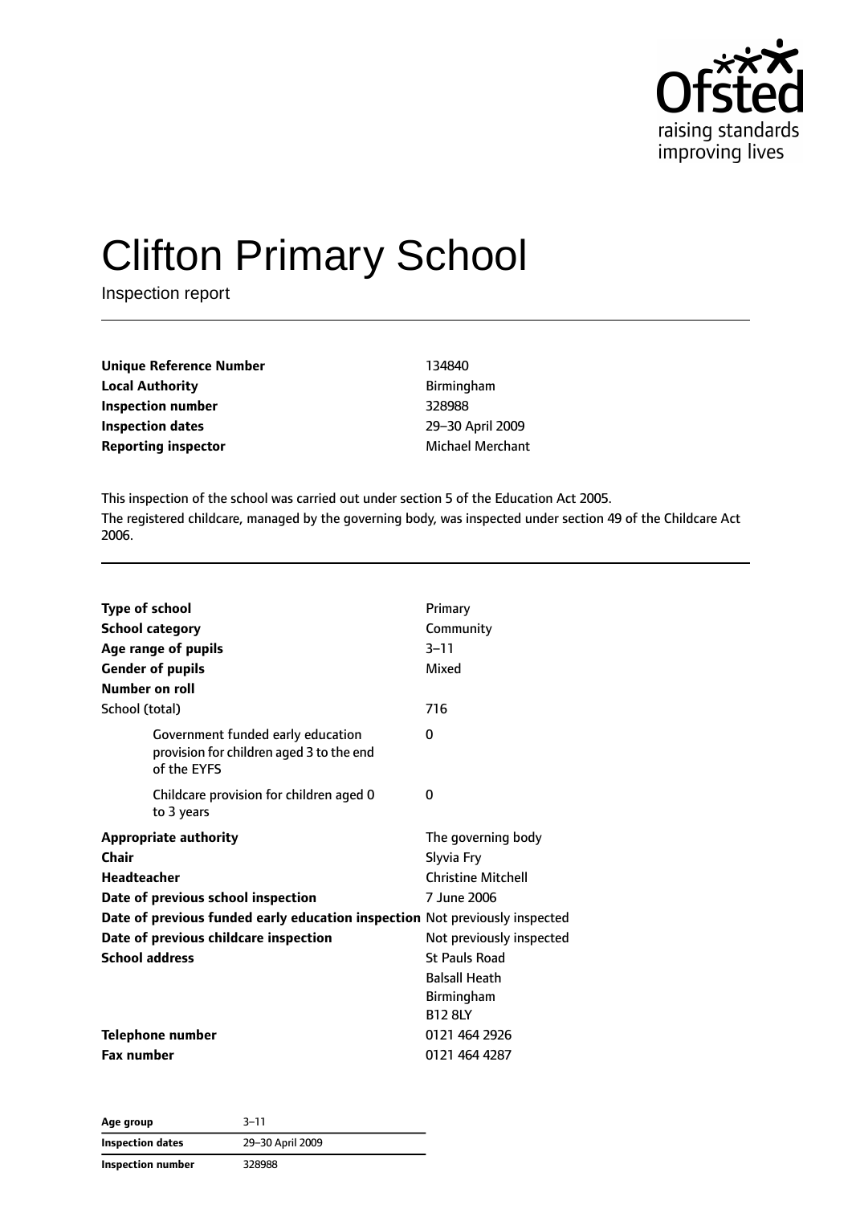# Clifton Primary School

Inspection report

| | |
|---|---|
| **Unique Reference Number** | 134840 |
| **Local Authority** | Birmingham |
| **Inspection number** | 328988 |
| **Inspection dates** | 29–30 April 2009 |
| **Reporting inspector** | Michael Merchant |

This inspection of the school was carried out under section 5 of the Education Act 2005.

The registered childcare, managed by the governing body, was inspected under section 49 of the Childcare Act 2006.

| | |
|---|---|
| **Type of school** | Primary |
| **School category** | Community |
| **Age range of pupils** | 3–11 |
| **Gender of pupils** | Mixed |
| **Number on roll** | |
| School (total) | 716 |
| Government funded early education provision for children aged 3 to the end of the EYFS | 0 |
| Childcare provision for children aged 0 to 3 years | 0 |
| **Appropriate authority** | The governing body |
| **Chair** | Slyvia Fry |
| **Headteacher** | Christine Mitchell |
| **Date of previous school inspection** | 7 June 2006 |
| **Date of previous funded early education inspection** | Not previously inspected |
| **Date of previous childcare inspection** | Not previously inspected |
| **School address** | St Pauls Road<br>Balsall Heath<br>Birmingham<br>B12 8LY |
| **Telephone number** | 0121 464 2926 |
| **Fax number** | 0121 464 4287 |

| | |
|---|---|
| **Age group** | 3–11 |
| **Inspection dates** | 29–30 April 2009 |
| **Inspection number** | 328988 |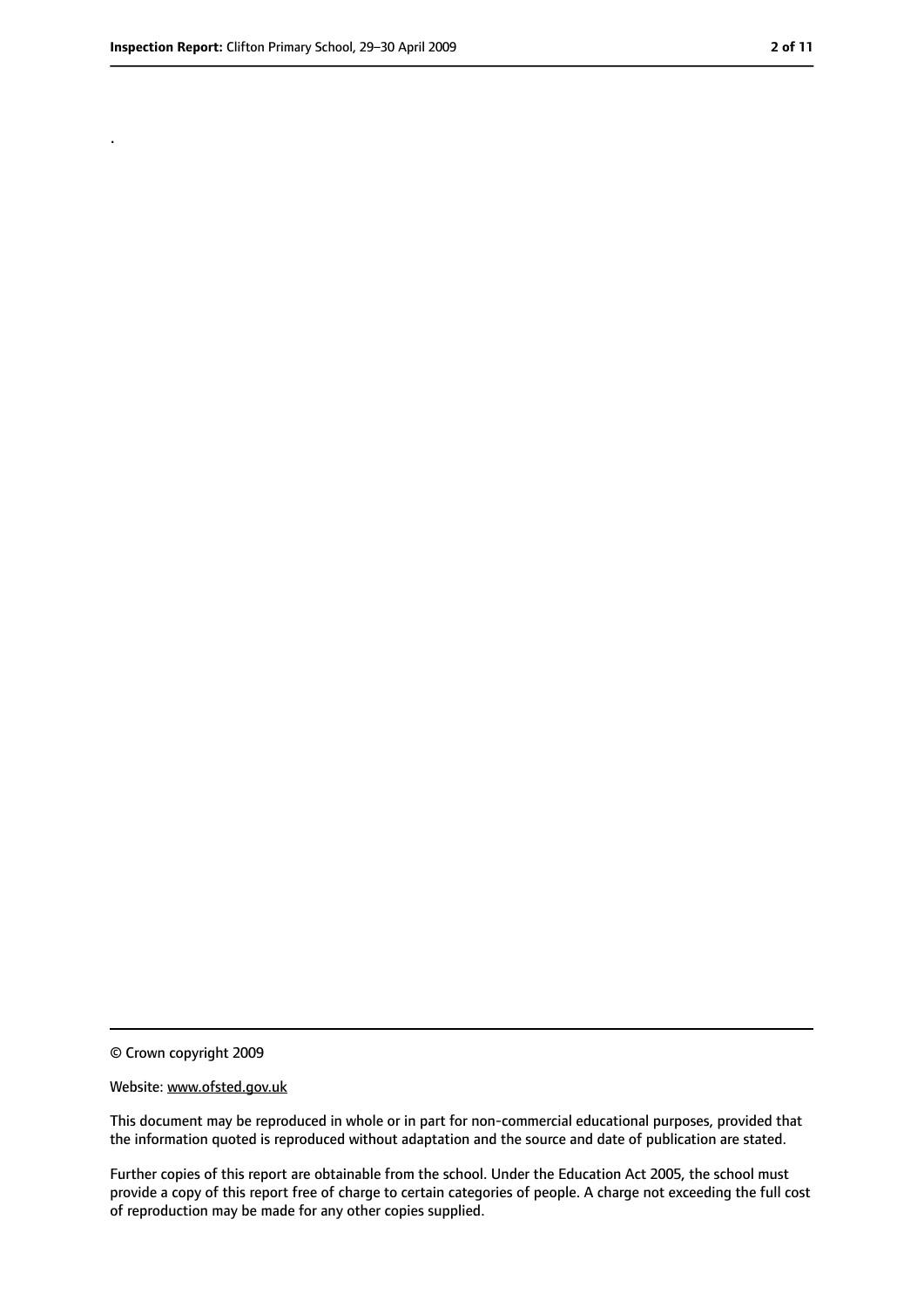.

© Crown copyright 2009

Website: www.ofsted.gov.uk

This document may be reproduced in whole or in part for non-commercial educational purposes, provided that the information quoted is reproduced without adaptation and the source and date of publication are stated.

Further copies of this report are obtainable from the school. Under the Education Act 2005, the school must provide a copy of this report free of charge to certain categories of people. A charge not exceeding the full cost of reproduction may be made for any other copies supplied.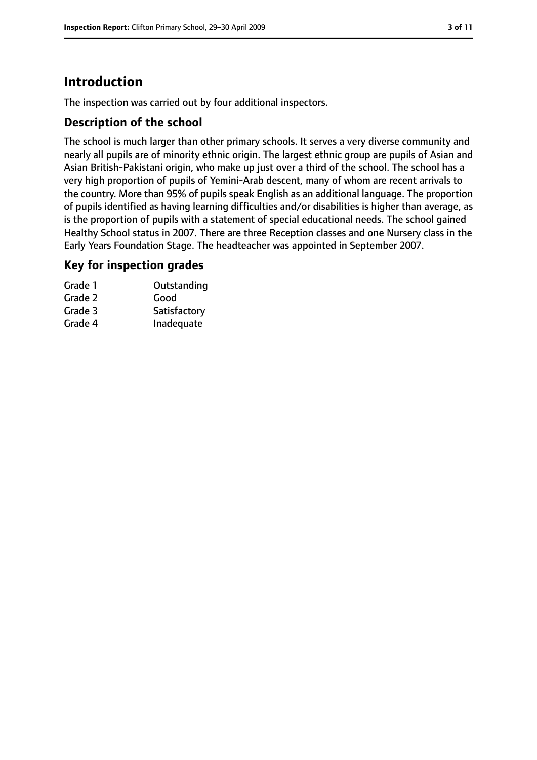# Introduction

The inspection was carried out by four additional inspectors.

## Description of the school

The school is much larger than other primary schools. It serves a very diverse community and nearly all pupils are of minority ethnic origin. The largest ethnic group are pupils of Asian and Asian British-Pakistani origin, who make up just over a third of the school. The school has a very high proportion of pupils of Yemini-Arab descent, many of whom are recent arrivals to the country. More than 95% of pupils speak English as an additional language. The proportion of pupils identified as having learning difficulties and/or disabilities is higher than average, as is the proportion of pupils with a statement of special educational needs. The school gained Healthy School status in 2007. There are three Reception classes and one Nursery class in the Early Years Foundation Stage. The headteacher was appointed in September 2007.

## Key for inspection grades

| | |
|---|---|
| Grade 1 | Outstanding |
| Grade 2 | Good |
| Grade 3 | Satisfactory |
| Grade 4 | Inadequate |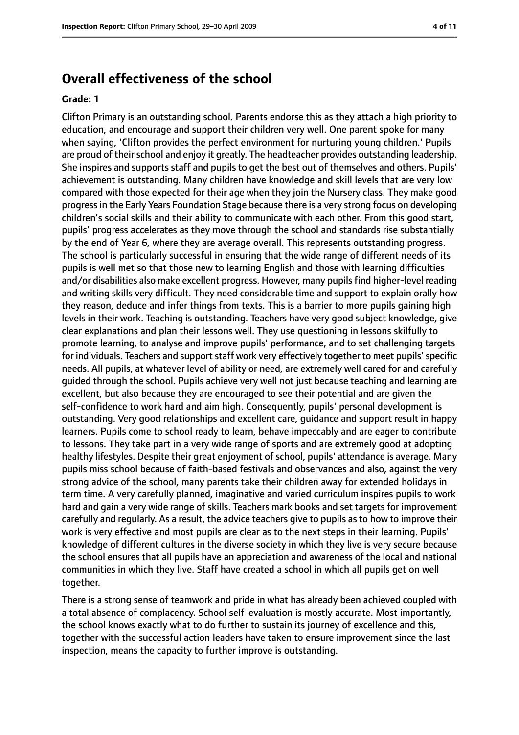## Overall effectiveness of the school

**Grade: 1**

Clifton Primary is an outstanding school. Parents endorse this as they attach a high priority to education, and encourage and support their children very well. One parent spoke for many when saying, 'Clifton provides the perfect environment for nurturing young children.' Pupils are proud of their school and enjoy it greatly. The headteacher provides outstanding leadership. She inspires and supports staff and pupils to get the best out of themselves and others. Pupils' achievement is outstanding. Many children have knowledge and skill levels that are very low compared with those expected for their age when they join the Nursery class. They make good progress in the Early Years Foundation Stage because there is a very strong focus on developing children's social skills and their ability to communicate with each other. From this good start, pupils' progress accelerates as they move through the school and standards rise substantially by the end of Year 6, where they are average overall. This represents outstanding progress. The school is particularly successful in ensuring that the wide range of different needs of its pupils is well met so that those new to learning English and those with learning difficulties and/or disabilities also make excellent progress. However, many pupils find higher-level reading and writing skills very difficult. They need considerable time and support to explain orally how they reason, deduce and infer things from texts. This is a barrier to more pupils gaining high levels in their work. Teaching is outstanding. Teachers have very good subject knowledge, give clear explanations and plan their lessons well. They use questioning in lessons skilfully to promote learning, to analyse and improve pupils' performance, and to set challenging targets for individuals. Teachers and support staff work very effectively together to meet pupils' specific needs. All pupils, at whatever level of ability or need, are extremely well cared for and carefully guided through the school. Pupils achieve very well not just because teaching and learning are excellent, but also because they are encouraged to see their potential and are given the self-confidence to work hard and aim high. Consequently, pupils' personal development is outstanding. Very good relationships and excellent care, guidance and support result in happy learners. Pupils come to school ready to learn, behave impeccably and are eager to contribute to lessons. They take part in a very wide range of sports and are extremely good at adopting healthy lifestyles. Despite their great enjoyment of school, pupils' attendance is average. Many pupils miss school because of faith-based festivals and observances and also, against the very strong advice of the school, many parents take their children away for extended holidays in term time. A very carefully planned, imaginative and varied curriculum inspires pupils to work hard and gain a very wide range of skills. Teachers mark books and set targets for improvement carefully and regularly. As a result, the advice teachers give to pupils as to how to improve their work is very effective and most pupils are clear as to the next steps in their learning. Pupils' knowledge of different cultures in the diverse society in which they live is very secure because the school ensures that all pupils have an appreciation and awareness of the local and national communities in which they live. Staff have created a school in which all pupils get on well together.

There is a strong sense of teamwork and pride in what has already been achieved coupled with a total absence of complacency. School self-evaluation is mostly accurate. Most importantly, the school knows exactly what to do further to sustain its journey of excellence and this, together with the successful action leaders have taken to ensure improvement since the last inspection, means the capacity to further improve is outstanding.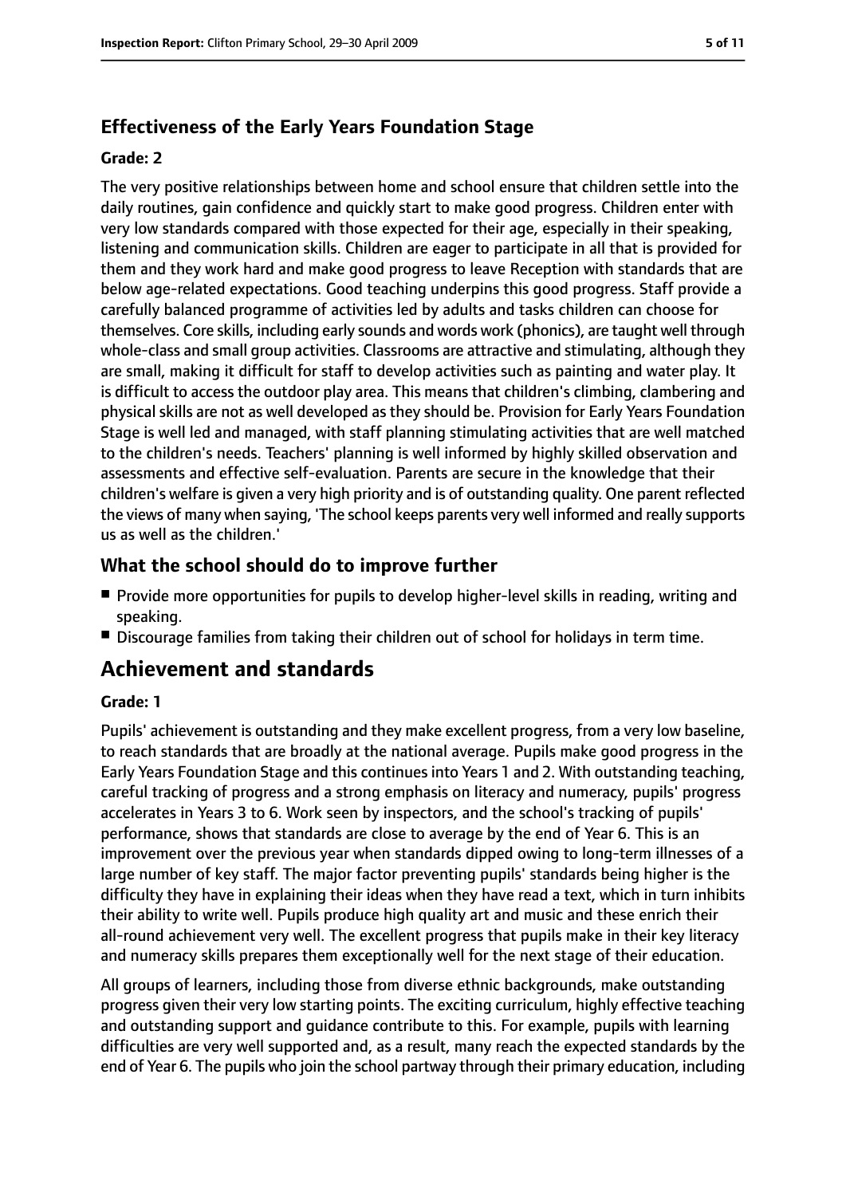### Effectiveness of the Early Years Foundation Stage

**Grade: 2**

The very positive relationships between home and school ensure that children settle into the daily routines, gain confidence and quickly start to make good progress. Children enter with very low standards compared with those expected for their age, especially in their speaking, listening and communication skills. Children are eager to participate in all that is provided for them and they work hard and make good progress to leave Reception with standards that are below age-related expectations. Good teaching underpins this good progress. Staff provide a carefully balanced programme of activities led by adults and tasks children can choose for themselves. Core skills, including early sounds and words work (phonics), are taught well through whole-class and small group activities. Classrooms are attractive and stimulating, although they are small, making it difficult for staff to develop activities such as painting and water play. It is difficult to access the outdoor play area. This means that children's climbing, clambering and physical skills are not as well developed as they should be. Provision for Early Years Foundation Stage is well led and managed, with staff planning stimulating activities that are well matched to the children's needs. Teachers' planning is well informed by highly skilled observation and assessments and effective self-evaluation. Parents are secure in the knowledge that their children's welfare is given a very high priority and is of outstanding quality. One parent reflected the views of many when saying, 'The school keeps parents very well informed and really supports us as well as the children.'

### What the school should do to improve further

- Provide more opportunities for pupils to develop higher-level skills in reading, writing and speaking.
- Discourage families from taking their children out of school for holidays in term time.

## Achievement and standards

**Grade: 1**

Pupils' achievement is outstanding and they make excellent progress, from a very low baseline, to reach standards that are broadly at the national average. Pupils make good progress in the Early Years Foundation Stage and this continues into Years 1 and 2. With outstanding teaching, careful tracking of progress and a strong emphasis on literacy and numeracy, pupils' progress accelerates in Years 3 to 6. Work seen by inspectors, and the school's tracking of pupils' performance, shows that standards are close to average by the end of Year 6. This is an improvement over the previous year when standards dipped owing to long-term illnesses of a large number of key staff. The major factor preventing pupils' standards being higher is the difficulty they have in explaining their ideas when they have read a text, which in turn inhibits their ability to write well. Pupils produce high quality art and music and these enrich their all-round achievement very well. The excellent progress that pupils make in their key literacy and numeracy skills prepares them exceptionally well for the next stage of their education.

All groups of learners, including those from diverse ethnic backgrounds, make outstanding progress given their very low starting points. The exciting curriculum, highly effective teaching and outstanding support and guidance contribute to this. For example, pupils with learning difficulties are very well supported and, as a result, many reach the expected standards by the end of Year 6. The pupils who join the school partway through their primary education, including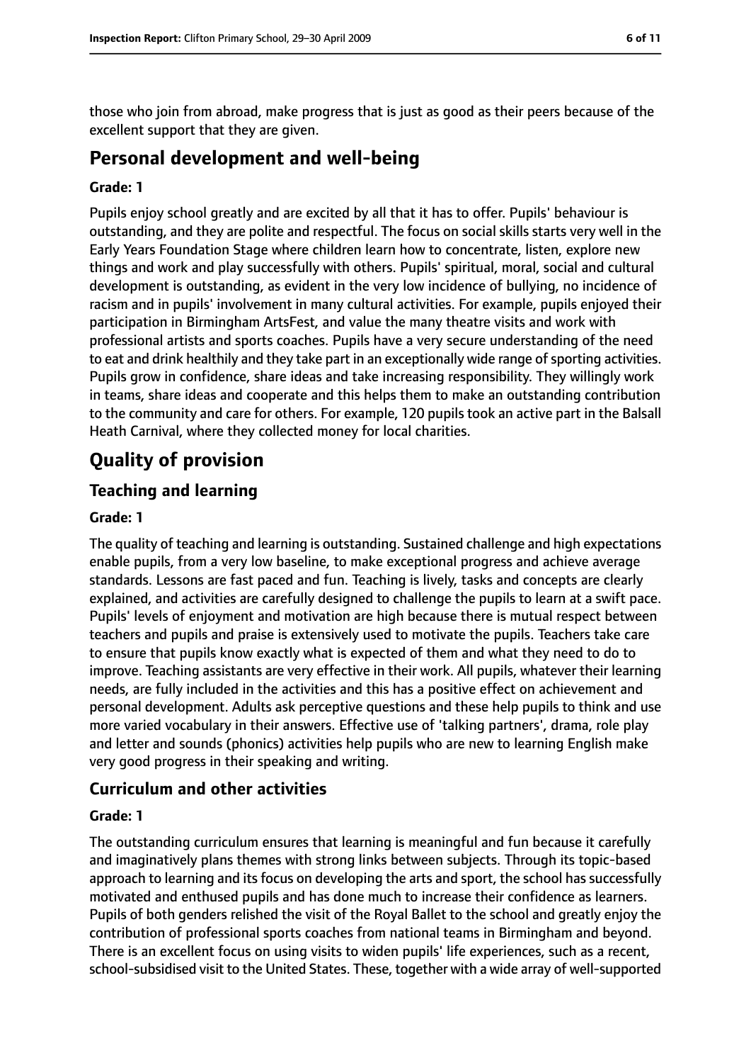those who join from abroad, make progress that is just as good as their peers because of the excellent support that they are given.

## Personal development and well-being

**Grade: 1**

Pupils enjoy school greatly and are excited by all that it has to offer. Pupils' behaviour is outstanding, and they are polite and respectful. The focus on social skills starts very well in the Early Years Foundation Stage where children learn how to concentrate, listen, explore new things and work and play successfully with others. Pupils' spiritual, moral, social and cultural development is outstanding, as evident in the very low incidence of bullying, no incidence of racism and in pupils' involvement in many cultural activities. For example, pupils enjoyed their participation in Birmingham ArtsFest, and value the many theatre visits and work with professional artists and sports coaches. Pupils have a very secure understanding of the need to eat and drink healthily and they take part in an exceptionally wide range of sporting activities. Pupils grow in confidence, share ideas and take increasing responsibility. They willingly work in teams, share ideas and cooperate and this helps them to make an outstanding contribution to the community and care for others. For example, 120 pupils took an active part in the Balsall Heath Carnival, where they collected money for local charities.

# Quality of provision

## Teaching and learning

**Grade: 1**

The quality of teaching and learning is outstanding. Sustained challenge and high expectations enable pupils, from a very low baseline, to make exceptional progress and achieve average standards. Lessons are fast paced and fun. Teaching is lively, tasks and concepts are clearly explained, and activities are carefully designed to challenge the pupils to learn at a swift pace. Pupils' levels of enjoyment and motivation are high because there is mutual respect between teachers and pupils and praise is extensively used to motivate the pupils. Teachers take care to ensure that pupils know exactly what is expected of them and what they need to do to improve. Teaching assistants are very effective in their work. All pupils, whatever their learning needs, are fully included in the activities and this has a positive effect on achievement and personal development. Adults ask perceptive questions and these help pupils to think and use more varied vocabulary in their answers. Effective use of 'talking partners', drama, role play and letter and sounds (phonics) activities help pupils who are new to learning English make very good progress in their speaking and writing.

## Curriculum and other activities

**Grade: 1**

The outstanding curriculum ensures that learning is meaningful and fun because it carefully and imaginatively plans themes with strong links between subjects. Through its topic-based approach to learning and its focus on developing the arts and sport, the school has successfully motivated and enthused pupils and has done much to increase their confidence as learners. Pupils of both genders relished the visit of the Royal Ballet to the school and greatly enjoy the contribution of professional sports coaches from national teams in Birmingham and beyond. There is an excellent focus on using visits to widen pupils' life experiences, such as a recent, school-subsidised visit to the United States. These, together with a wide array of well-supported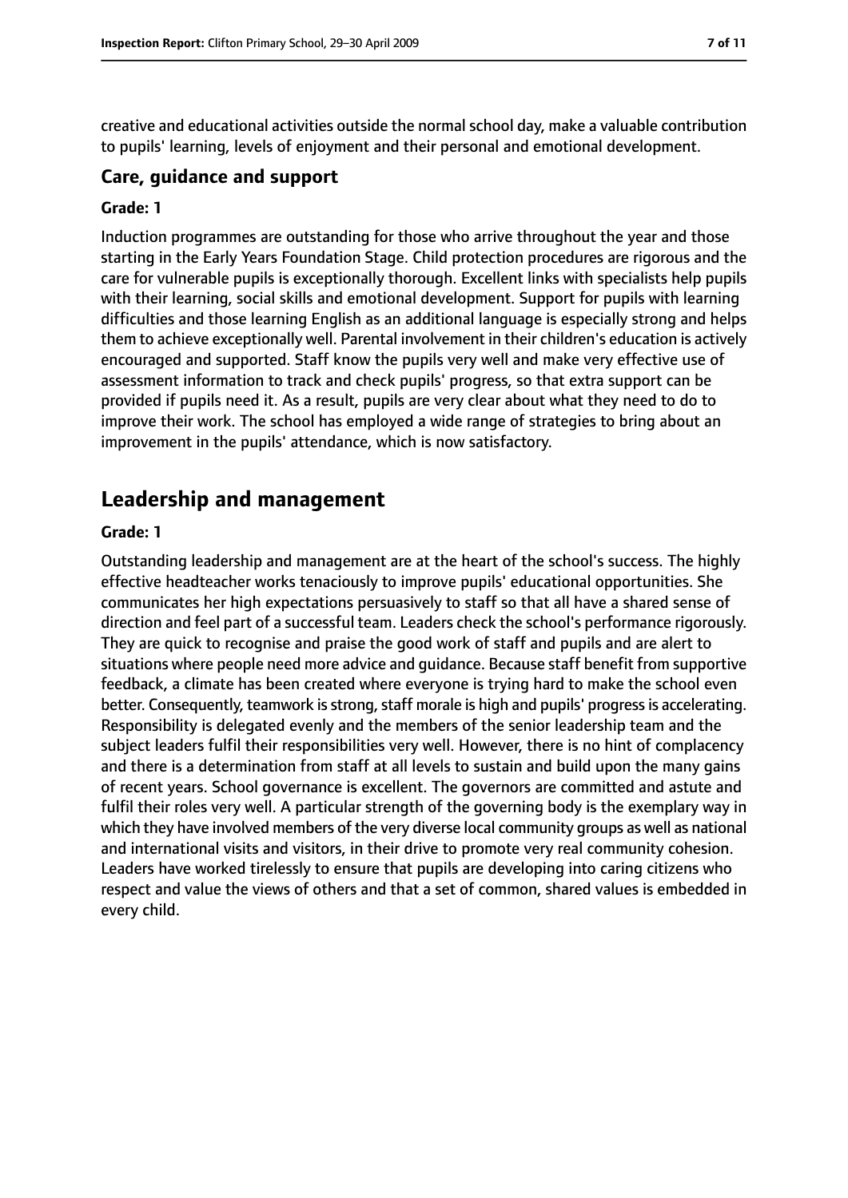creative and educational activities outside the normal school day, make a valuable contribution to pupils' learning, levels of enjoyment and their personal and emotional development.

### Care, guidance and support

#### Grade: 1

Induction programmes are outstanding for those who arrive throughout the year and those starting in the Early Years Foundation Stage. Child protection procedures are rigorous and the care for vulnerable pupils is exceptionally thorough. Excellent links with specialists help pupils with their learning, social skills and emotional development. Support for pupils with learning difficulties and those learning English as an additional language is especially strong and helps them to achieve exceptionally well. Parental involvement in their children's education is actively encouraged and supported. Staff know the pupils very well and make very effective use of assessment information to track and check pupils' progress, so that extra support can be provided if pupils need it. As a result, pupils are very clear about what they need to do to improve their work. The school has employed a wide range of strategies to bring about an improvement in the pupils' attendance, which is now satisfactory.

## Leadership and management

#### Grade: 1

Outstanding leadership and management are at the heart of the school's success. The highly effective headteacher works tenaciously to improve pupils' educational opportunities. She communicates her high expectations persuasively to staff so that all have a shared sense of direction and feel part of a successful team. Leaders check the school's performance rigorously. They are quick to recognise and praise the good work of staff and pupils and are alert to situations where people need more advice and guidance. Because staff benefit from supportive feedback, a climate has been created where everyone is trying hard to make the school even better. Consequently, teamwork is strong, staff morale is high and pupils' progress is accelerating. Responsibility is delegated evenly and the members of the senior leadership team and the subject leaders fulfil their responsibilities very well. However, there is no hint of complacency and there is a determination from staff at all levels to sustain and build upon the many gains of recent years. School governance is excellent. The governors are committed and astute and fulfil their roles very well. A particular strength of the governing body is the exemplary way in which they have involved members of the very diverse local community groups as well as national and international visits and visitors, in their drive to promote very real community cohesion. Leaders have worked tirelessly to ensure that pupils are developing into caring citizens who respect and value the views of others and that a set of common, shared values is embedded in every child.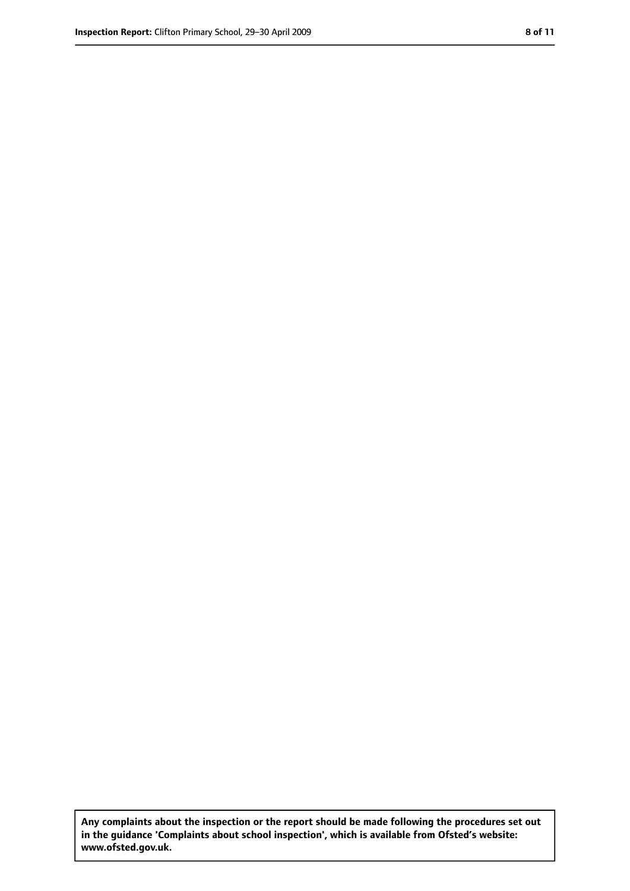**Any complaints about the inspection or the report should be made following the procedures set out in the guidance 'Complaints about school inspection', which is available from Ofsted's website: www.ofsted.gov.uk.**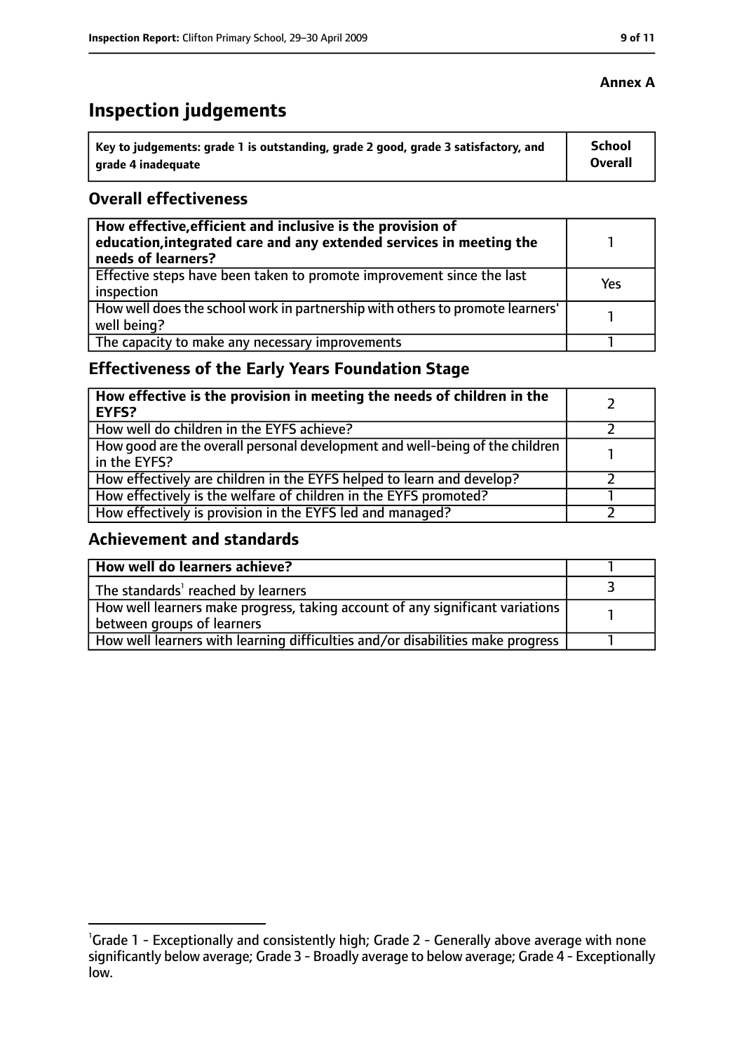**Annex A**

# Inspection judgements

| Key to judgements: grade 1 is outstanding, grade 2 good, grade 3 satisfactory, and grade 4 inadequate | School Overall |
|---|---|

## Overall effectiveness

| | |
|---|---|
| **How effective, efficient and inclusive is the provision of education, integrated care and any extended services in meeting the needs of learners?** | 1 |
| Effective steps have been taken to promote improvement since the last inspection | Yes |
| How well does the school work in partnership with others to promote learners' well being? | 1 |
| The capacity to make any necessary improvements | 1 |

## Effectiveness of the Early Years Foundation Stage

| | |
|---|---|
| **How effective is the provision in meeting the needs of children in the EYFS?** | 2 |
| How well do children in the EYFS achieve? | 2 |
| How good are the overall personal development and well-being of the children in the EYFS? | 1 |
| How effectively are children in the EYFS helped to learn and develop? | 2 |
| How effectively is the welfare of children in the EYFS promoted? | 1 |
| How effectively is provision in the EYFS led and managed? | 2 |

## Achievement and standards

| | |
|---|---|
| **How well do learners achieve?** | 1 |
| The standards[1] reached by learners | 3 |
| How well learners make progress, taking account of any significant variations between groups of learners | 1 |
| How well learners with learning difficulties and/or disabilities make progress | 1 |

[1]Grade 1 - Exceptionally and consistently high; Grade 2 - Generally above average with none significantly below average; Grade 3 - Broadly average to below average; Grade 4 - Exceptionally low.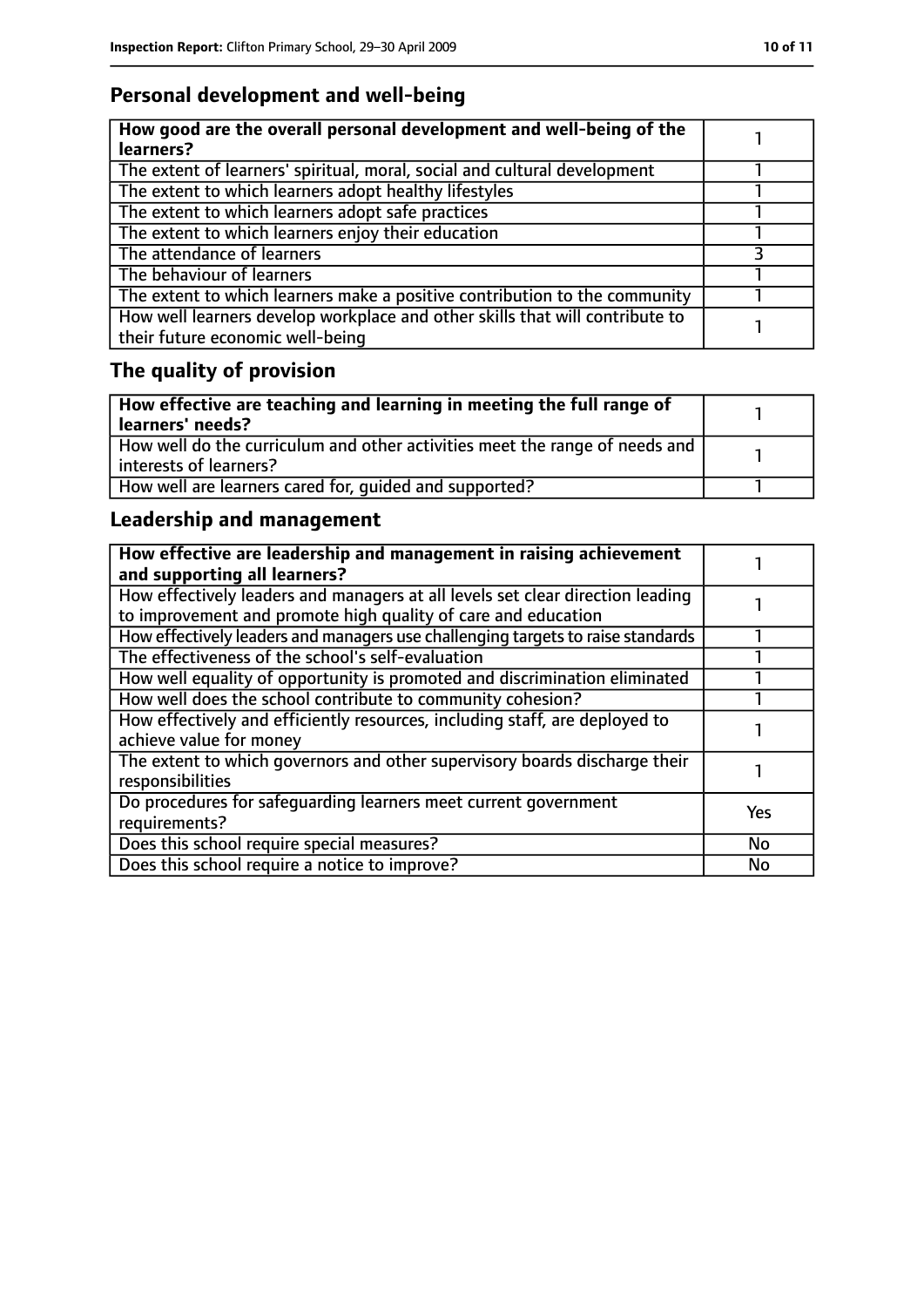## Personal development and well-being

| How good are the overall personal development and well-being of the learners? | 1 |
|---|---|
| The extent of learners' spiritual, moral, social and cultural development | 1 |
| The extent to which learners adopt healthy lifestyles | 1 |
| The extent to which learners adopt safe practices | 1 |
| The extent to which learners enjoy their education | 1 |
| The attendance of learners | 3 |
| The behaviour of learners | 1 |
| The extent to which learners make a positive contribution to the community | 1 |
| How well learners develop workplace and other skills that will contribute to their future economic well-being | 1 |

## The quality of provision

| How effective are teaching and learning in meeting the full range of learners' needs? | 1 |
|---|---|
| How well do the curriculum and other activities meet the range of needs and interests of learners? | 1 |
| How well are learners cared for, guided and supported? | 1 |

## Leadership and management

| How effective are leadership and management in raising achievement and supporting all learners? | 1 |
|---|---|
| How effectively leaders and managers at all levels set clear direction leading to improvement and promote high quality of care and education | 1 |
| How effectively leaders and managers use challenging targets to raise standards | 1 |
| The effectiveness of the school's self-evaluation | 1 |
| How well equality of opportunity is promoted and discrimination eliminated | 1 |
| How well does the school contribute to community cohesion? | 1 |
| How effectively and efficiently resources, including staff, are deployed to achieve value for money | 1 |
| The extent to which governors and other supervisory boards discharge their responsibilities | 1 |
| Do procedures for safeguarding learners meet current government requirements? | Yes |
| Does this school require special measures? | No |
| Does this school require a notice to improve? | No |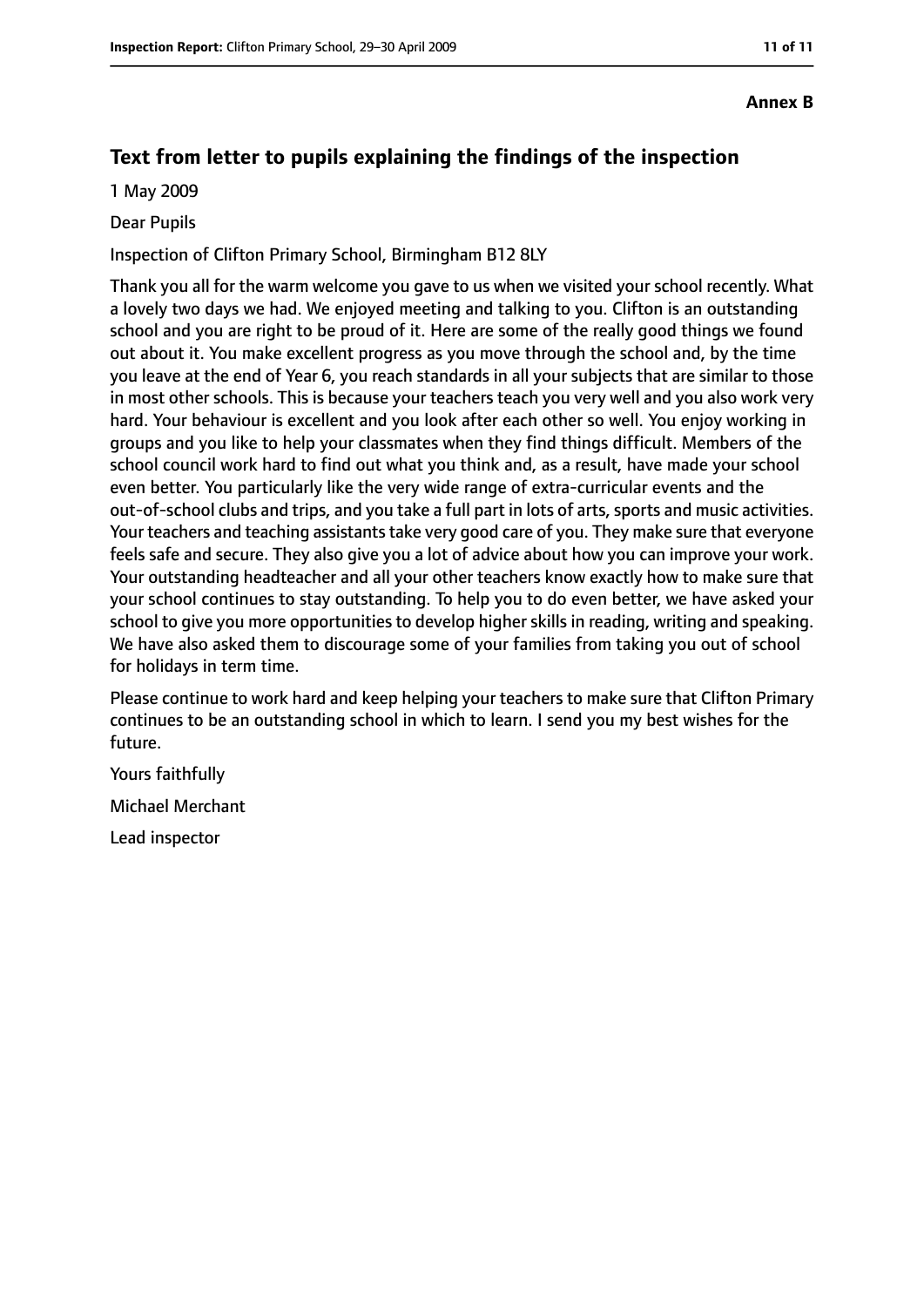**Annex B**

## Text from letter to pupils explaining the findings of the inspection

1 May 2009

Dear Pupils

Inspection of Clifton Primary School, Birmingham B12 8LY

Thank you all for the warm welcome you gave to us when we visited your school recently. What a lovely two days we had. We enjoyed meeting and talking to you. Clifton is an outstanding school and you are right to be proud of it. Here are some of the really good things we found out about it. You make excellent progress as you move through the school and, by the time you leave at the end of Year 6, you reach standards in all your subjects that are similar to those in most other schools. This is because your teachers teach you very well and you also work very hard. Your behaviour is excellent and you look after each other so well. You enjoy working in groups and you like to help your classmates when they find things difficult. Members of the school council work hard to find out what you think and, as a result, have made your school even better. You particularly like the very wide range of extra-curricular events and the out-of-school clubs and trips, and you take a full part in lots of arts, sports and music activities. Your teachers and teaching assistants take very good care of you. They make sure that everyone feels safe and secure. They also give you a lot of advice about how you can improve your work. Your outstanding headteacher and all your other teachers know exactly how to make sure that your school continues to stay outstanding. To help you to do even better, we have asked your school to give you more opportunities to develop higher skills in reading, writing and speaking. We have also asked them to discourage some of your families from taking you out of school for holidays in term time.

Please continue to work hard and keep helping your teachers to make sure that Clifton Primary continues to be an outstanding school in which to learn. I send you my best wishes for the future.

Yours faithfully

Michael Merchant

Lead inspector